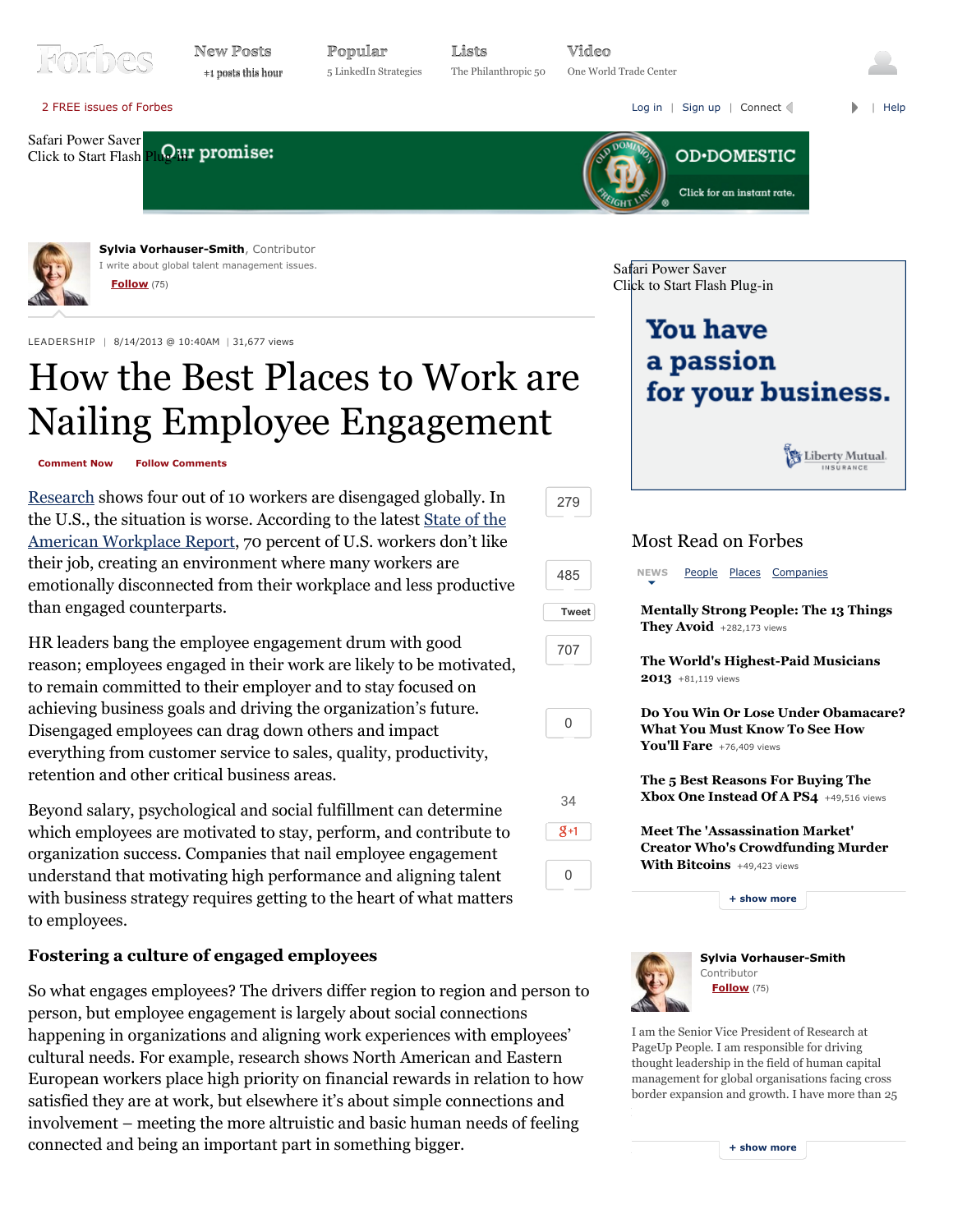Sylvia Vorhauser-Smith, Contributor

I write about global talent management issues.

LEADERSHIP | 8/14/2013 @ 10:40AM | 31,677 views

# How the Best Places to Work are Nailing Employee Engagement

Research shows four out of 10 workers are disengaged globally. In the U.S., the situation is worse. According to the latest State of the American Workplace Report, 70 percent of U.S. workers don't like their job, creating an environment where many workers are emotionally disconnected from their workplace and less productive than engaged counterparts.

HR leaders bang the employee engagement drum with good reason; employees engaged in their work are likely to be motivated, to remain committed to their employer and to stay focused on achieving business goals and driving the organization's future. Disengaged employees can drag down others and impact everything from customer service to sales, quality, productivity, retention and other critical business areas.

Beyond salary, psychological and social fulfillment can determine which employees are motivated to stay, perform, and contribute to organization success. Companies that nail employee engagement understand that motivating high performance and aligning talent with business strategy requires getting to the heart of what matters to employees.

### Fostering a culture of engaged employees

So what engages employees? The drivers differ region to region and person to person, but employee engagement is largely about social connections happening in organizations and aligning work experiences with employees' cultural needs. For example, research shows North American and Eastern European workers place high priority on financial rewards in relation to how satisfied they are at work, but elsewhere it's about simple connections and involvement – meeting the more altruistic and basic human needs of feeling connected and being an important part in something bigger.

Sylvia Vorhauser-Smith
Contributor

I am the Senior Vice President of Research at PageUp People. I am responsible for driving thought leadership in the field of human capital management for global organisations facing cross border expansion and growth. I have more than 25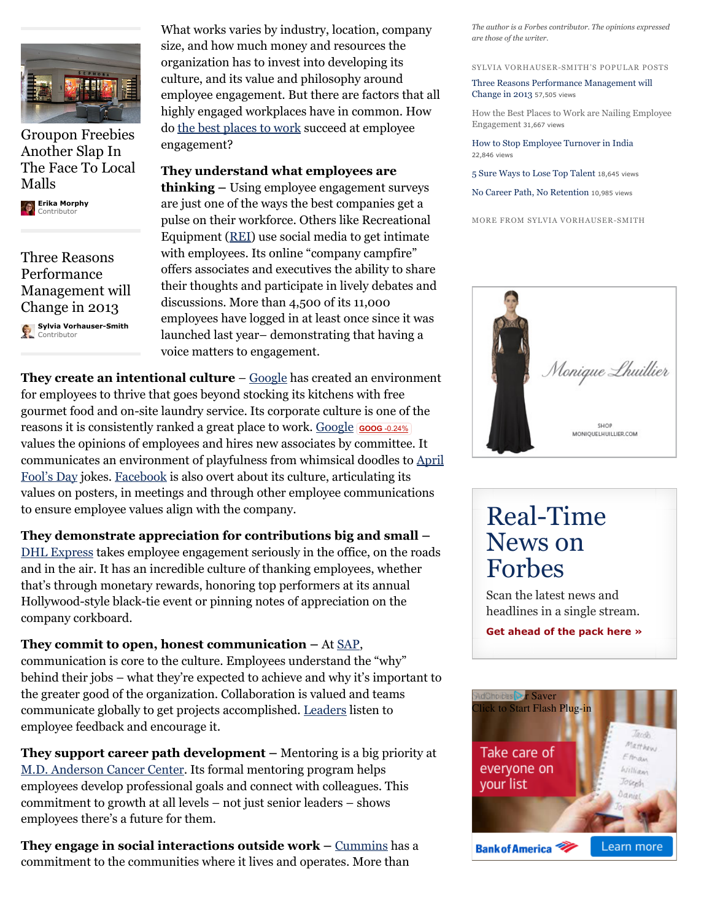What works varies by industry, location, company size, and how much money and resources the organization has to invest into developing its culture, and its value and philosophy around employee engagement. But there are factors that all highly engaged workplaces have in common. How do the best places to work succeed at employee engagement?

**They understand what employees are thinking** – Using employee engagement surveys are just one of the ways the best companies get a pulse on their workforce. Others like Recreational Equipment (REI) use social media to get intimate with employees. Its online "company campfire" offers associates and executives the ability to share their thoughts and participate in lively debates and discussions. More than 4,500 of its 11,000 employees have logged in at least once since it was launched last year– demonstrating that having a voice matters to engagement.

**They create an intentional culture** – Google has created an environment for employees to thrive that goes beyond stocking its kitchens with free gourmet food and on-site laundry service. Its corporate culture is one of the reasons it is consistently ranked a great place to work. Google GOOG -0.24% values the opinions of employees and hires new associates by committee. It communicates an environment of playfulness from whimsical doodles to April Fool's Day jokes. Facebook is also overt about its culture, articulating its values on posters, in meetings and through other employee communications to ensure employee values align with the company.

**They demonstrate appreciation for contributions big and small** – DHL Express takes employee engagement seriously in the office, on the roads and in the air. It has an incredible culture of thanking employees, whether that's through monetary rewards, honoring top performers at its annual Hollywood-style black-tie event or pinning notes of appreciation on the company corkboard.

**They commit to open, honest communication** – At SAP, communication is core to the culture. Employees understand the "why" behind their jobs – what they're expected to achieve and why it's important to the greater good of the organization. Collaboration is valued and teams communicate globally to get projects accomplished. Leaders listen to employee feedback and encourage it.

**They support career path development** – Mentoring is a big priority at M.D. Anderson Cancer Center. Its formal mentoring program helps employees develop professional goals and connect with colleagues. This commitment to growth at all levels – not just senior leaders – shows employees there's a future for them.

**They engage in social interactions outside work** – Cummins has a commitment to the communities where it lives and operates. More than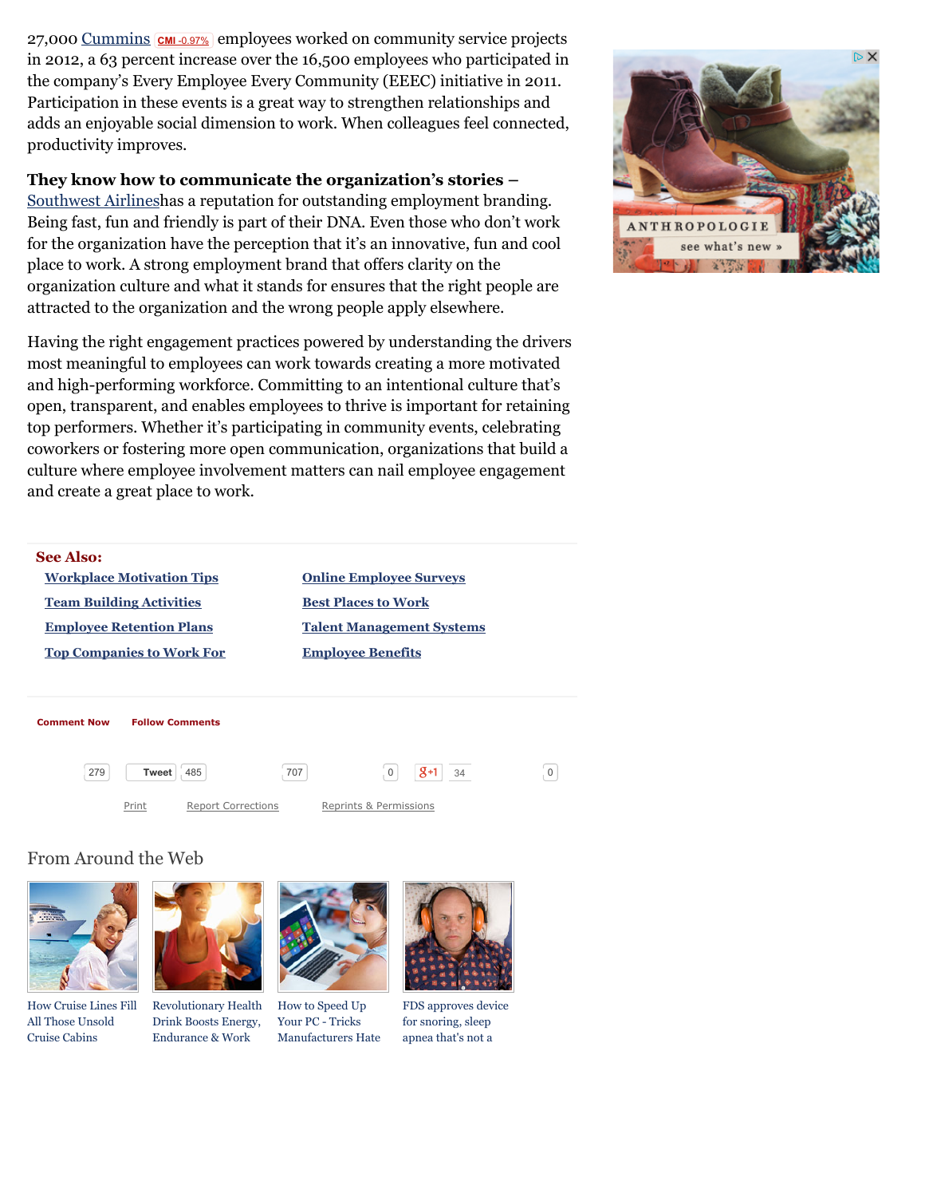27,000 Cummins CMI -0.97% employees worked on community service projects in 2012, a 63 percent increase over the 16,500 employees who participated in the company's Every Employee Every Community (EEEC) initiative in 2011. Participation in these events is a great way to strengthen relationships and adds an enjoyable social dimension to work. When colleagues feel connected, productivity improves.

**They know how to communicate the organization's stories –** Southwest Airlineshas a reputation for outstanding employment branding. Being fast, fun and friendly is part of their DNA. Even those who don't work for the organization have the perception that it's an innovative, fun and cool place to work. A strong employment brand that offers clarity on the organization culture and what it stands for ensures that the right people are attracted to the organization and the wrong people apply elsewhere.

Having the right engagement practices powered by understanding the drivers most meaningful to employees can work towards creating a more motivated and high-performing workforce. Committing to an intentional culture that's open, transparent, and enables employees to thrive is important for retaining top performers. Whether it's participating in community events, celebrating coworkers or fostering more open communication, organizations that build a culture where employee involvement matters can nail employee engagement and create a great place to work.

**See Also:**

- Workplace Motivation Tips
- Team Building Activities
- Employee Retention Plans
- Top Companies to Work For
- Online Employee Surveys
- Best Places to Work
- Talent Management Systems
- Employee Benefits

Comment Now   Follow Comments

279   Tweet 485   707   0   +1 34   0

Print   Report Corrections   Reprints & Permissions

## From Around the Web

How Cruise Lines Fill All Those Unsold Cruise Cabins

Revolutionary Health Drink Boosts Energy, Endurance & Work

How to Speed Up Your PC - Tricks Manufacturers Hate

FDS approves device for snoring, sleep apnea that's not a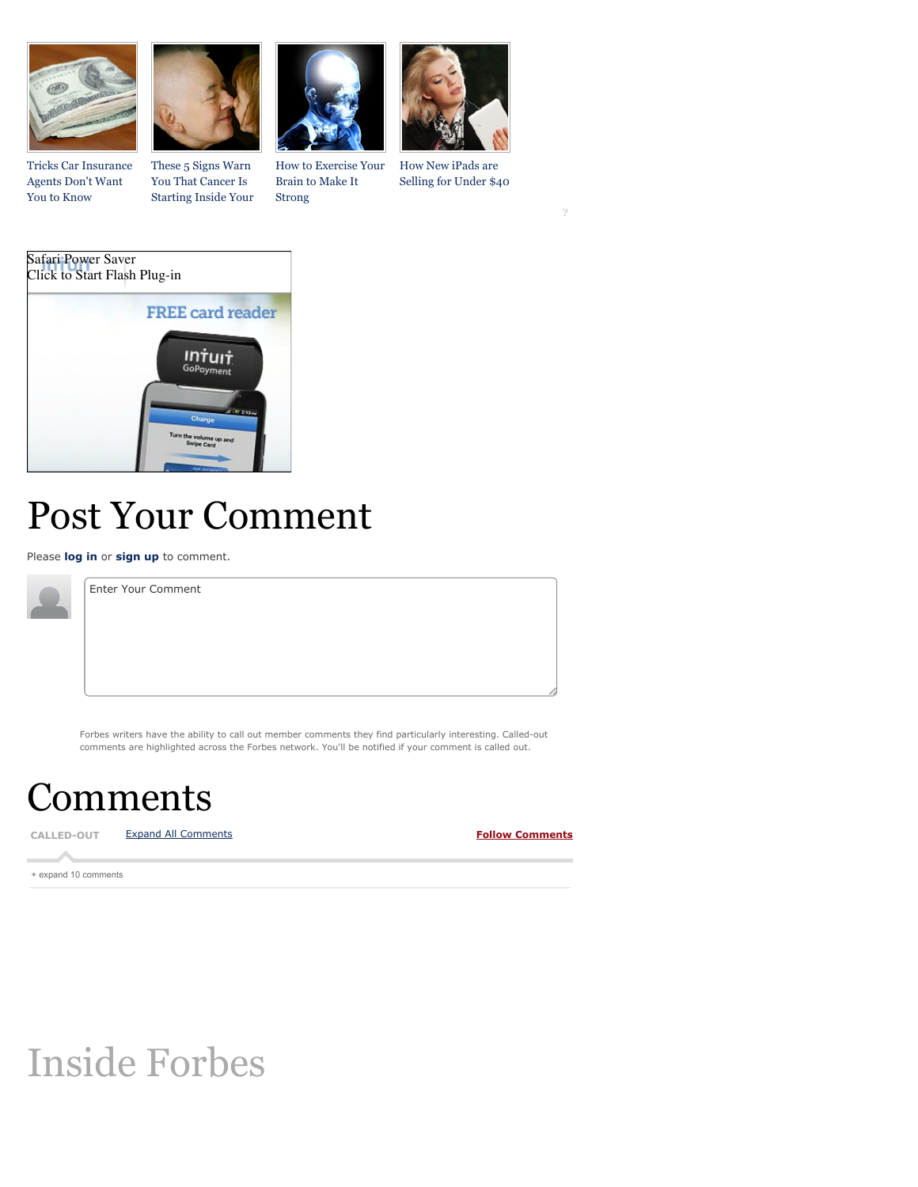Tricks Car Insurance Agents Don't Want You to Know

These 5 Signs Warn You That Cancer Is Starting Inside Your

How to Exercise Your Brain to Make It Strong

How New iPads are Selling for Under $40

?

Safari Power Saver
Click to Start Flash Plug-in

FREE card reader

# Post Your Comment

Please **log in** or **sign up** to comment.

Enter Your Comment

Forbes writers have the ability to call out member comments they find particularly interesting. Called-out comments are highlighted across the Forbes network. You'll be notified if your comment is called out.

# Comments

CALLED-OUT Expand All Comments **Follow Comments**

+ expand 10 comments

# Inside Forbes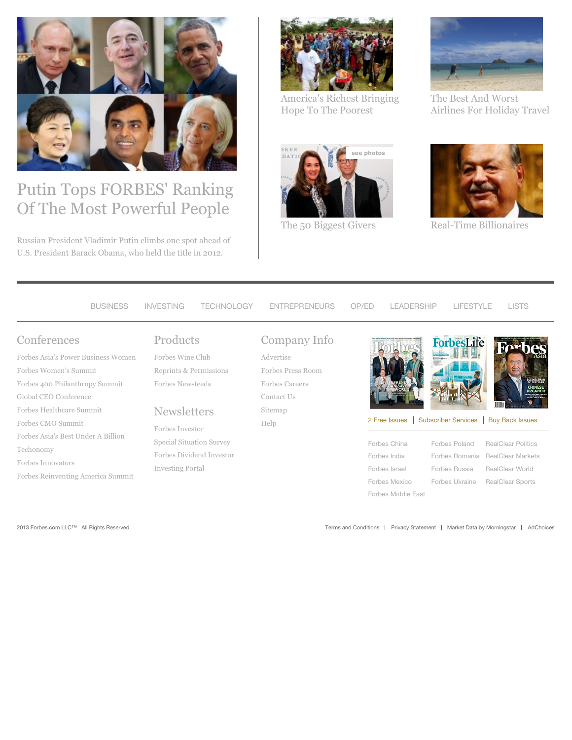# Putin Tops FORBES' Ranking Of The Most Powerful People

Russian President Vladimir Putin climbs one spot ahead of U.S. President Barack Obama, who held the title in 2012.

America's Richest Bringing Hope To The Poorest

The Best And Worst Airlines For Holiday Travel

The 50 Biggest Givers

Real-Time Billionaires

BUSINESS | INVESTING | TECHNOLOGY | ENTREPRENEURS | OP/ED | LEADERSHIP | LIFESTYLE | LISTS

## Conferences

- Forbes Asia's Power Business Women
- Forbes Women's Summit
- Forbes 400 Philanthropy Summit
- Global CEO Conference
- Forbes Healthcare Summit
- Forbes CMO Summit
- Forbes Asia's Best Under A Billion
- Techonomy
- Forbes Innovators
- Forbes Reinventing America Summit

## Products

- Forbes Wine Club
- Reprints & Permissions
- Forbes Newsfeeds

## Newsletters

- Forbes Investor
- Special Situation Survey
- Forbes Dividend Investor
- Investing Portal

## Company Info

- Advertise
- Forbes Press Room
- Forbes Careers
- Contact Us
- Sitemap
- Help

2 Free Issues | Subscriber Services | Buy Back Issues

- Forbes China
- Forbes India
- Forbes Israel
- Forbes Mexico
- Forbes Middle East
- Forbes Poland
- Forbes Romania
- Forbes Russia
- Forbes Ukraine
- RealClear Politics
- RealClear Markets
- RealClear World
- RealClear Sports

2013 Forbes.com LLC™ All Rights Reserved

Terms and Conditions | Privacy Statement | Market Data by Morningstar | AdChoices